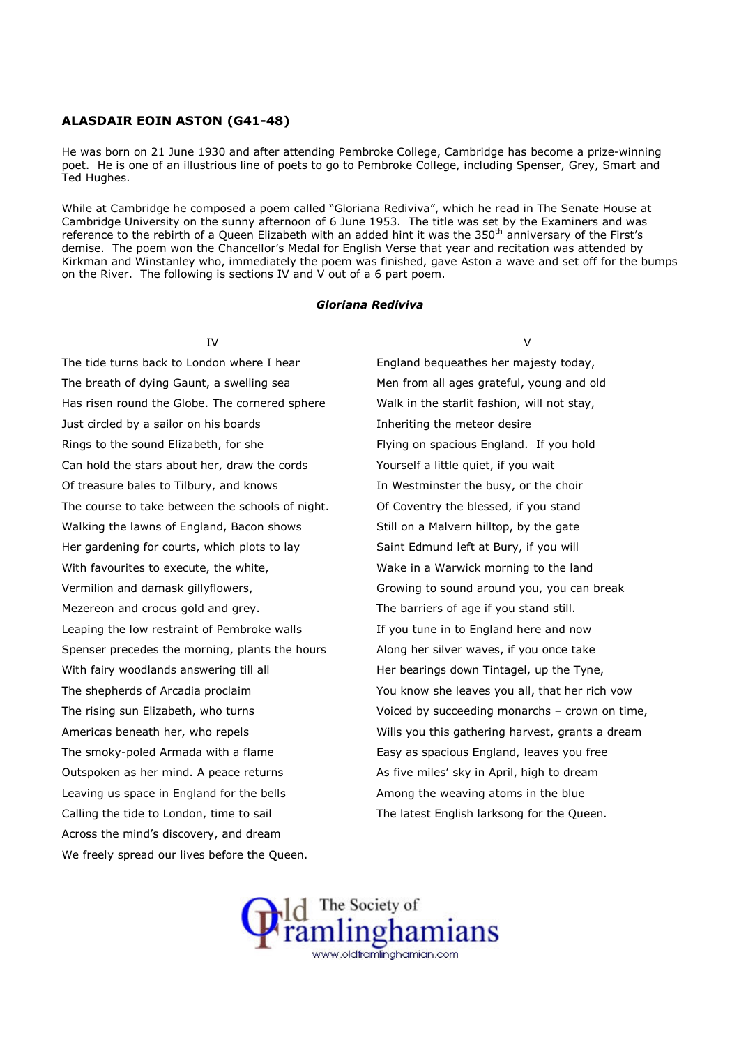## ALASDAIR EOIN ASTON (G41-48)

He was born on 21 June 1930 and after attending Pembroke College, Cambridge has become a prize-winning poet. He is one of an illustrious line of poets to go to Pembroke College, including Spenser, Grey, Smart and Ted Hughes.

While at Cambridge he composed a poem called "Gloriana Rediviva", which he read in The Senate House at Cambridge University on the sunny afternoon of 6 June 1953. The title was set by the Examiners and was reference to the rebirth of a Queen Elizabeth with an added hint it was the 350th anniversary of the First's demise. The poem won the Chancellor's Medal for English Verse that year and recitation was attended by Kirkman and Winstanley who, immediately the poem was finished, gave Aston a wave and set off for the bumps on the River. The following is sections IV and V out of a 6 part poem.

### *Gloriana Rediviva*

IV

The tide turns back to London where I hear  
The breath of dying Gaunt, a swelling sea  
Has risen round the Globe. The cornered sphere  
Just circled by a sailor on his boards  
Rings to the sound Elizabeth, for she  
Can hold the stars about her, draw the cords  
Of treasure bales to Tilbury, and knows  
The course to take between the schools of night.  
Walking the lawns of England, Bacon shows  
Her gardening for courts, which plots to lay  
With favourites to execute, the white,  
Vermilion and damask gillyflowers,  
Mezereon and crocus gold and grey.  
Leaping the low restraint of Pembroke walls  
Spenser precedes the morning, plants the hours  
With fairy woodlands answering till all  
The shepherds of Arcadia proclaim  
The rising sun Elizabeth, who turns  
Americas beneath her, who repels  
The smoky-poled Armada with a flame  
Outspoken as her mind. A peace returns  
Leaving us space in England for the bells  
Calling the tide to London, time to sail  
Across the mind's discovery, and dream  
We freely spread our lives before the Queen.

V

England bequeathes her majesty today,  
Men from all ages grateful, young and old  
Walk in the starlit fashion, will not stay,  
Inheriting the meteor desire  
Flying on spacious England. If you hold  
Yourself a little quiet, if you wait  
In Westminster the busy, or the choir  
Of Coventry the blessed, if you stand  
Still on a Malvern hilltop, by the gate  
Saint Edmund left at Bury, if you will  
Wake in a Warwick morning to the land  
Growing to sound around you, you can break  
The barriers of age if you stand still.  
If you tune in to England here and now  
Along her silver waves, if you once take  
Her bearings down Tintagel, up the Tyne,  
You know she leaves you all, that her rich vow  
Voiced by succeeding monarchs – crown on time,  
Wills you this gathering harvest, grants a dream  
Easy as spacious England, leaves you free  
As five miles' sky in April, high to dream  
Among the weaving atoms in the blue  
The latest English larksong for the Queen.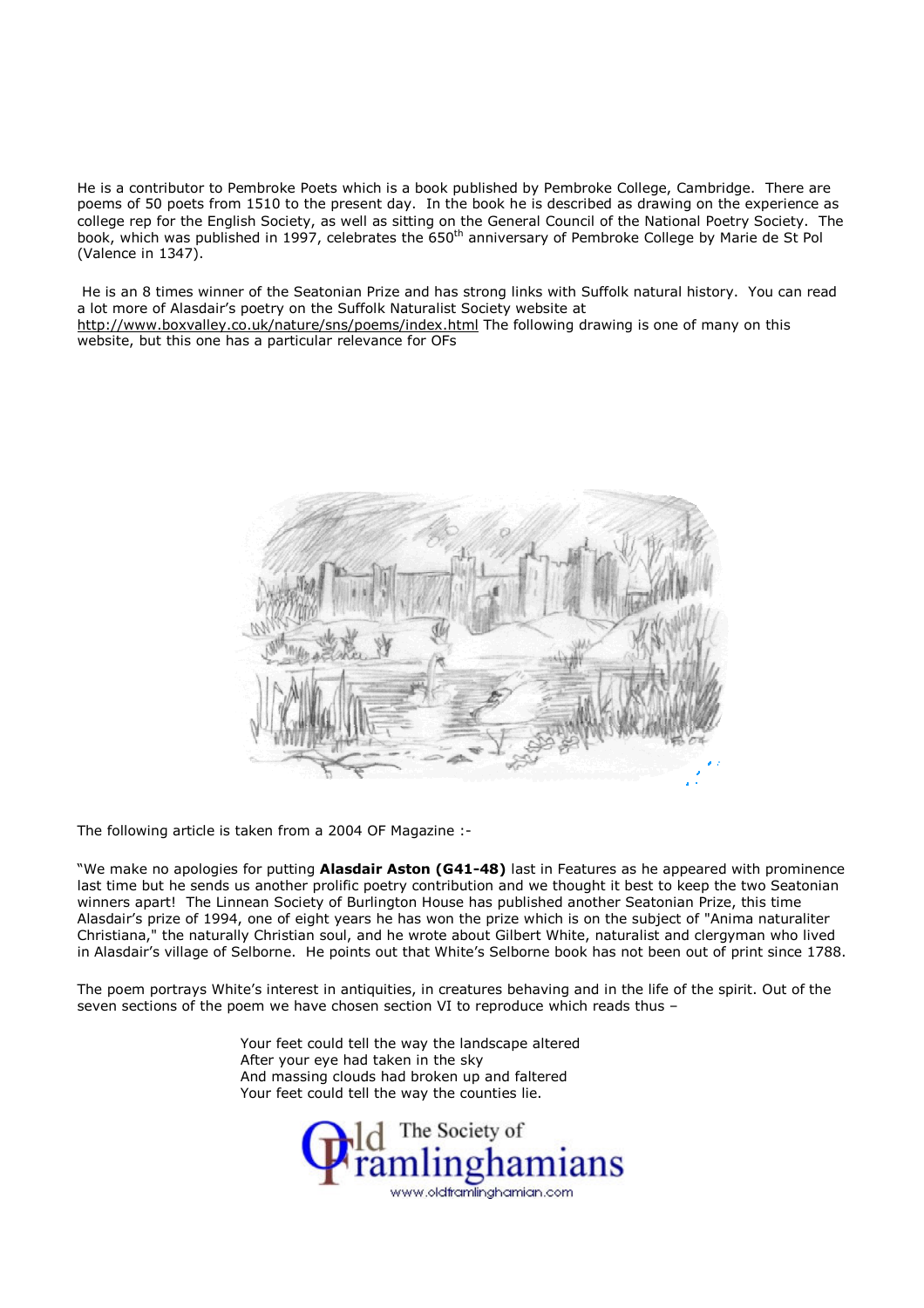He is a contributor to Pembroke Poets which is a book published by Pembroke College, Cambridge. There are poems of 50 poets from 1510 to the present day. In the book he is described as drawing on the experience as college rep for the English Society, as well as sitting on the General Council of the National Poetry Society. The book, which was published in 1997, celebrates the 650th anniversary of Pembroke College by Marie de St Pol (Valence in 1347).

He is an 8 times winner of the Seatonian Prize and has strong links with Suffolk natural history. You can read a lot more of Alasdair's poetry on the Suffolk Naturalist Society website at http://www.boxvalley.co.uk/nature/sns/poems/index.html The following drawing is one of many on this website, but this one has a particular relevance for OFs

The following article is taken from a 2004 OF Magazine :-

"We make no apologies for putting **Alasdair Aston (G41-48)** last in Features as he appeared with prominence last time but he sends us another prolific poetry contribution and we thought it best to keep the two Seatonian winners apart! The Linnean Society of Burlington House has published another Seatonian Prize, this time Alasdair's prize of 1994, one of eight years he has won the prize which is on the subject of "Anima naturaliter Christiana," the naturally Christian soul, and he wrote about Gilbert White, naturalist and clergyman who lived in Alasdair's village of Selborne. He points out that White's Selborne book has not been out of print since 1788.

The poem portrays White's interest in antiquities, in creatures behaving and in the life of the spirit. Out of the seven sections of the poem we have chosen section VI to reproduce which reads thus –

> Your feet could tell the way the landscape altered
> After your eye had taken in the sky
> And massing clouds had broken up and faltered
> Your feet could tell the way the counties lie.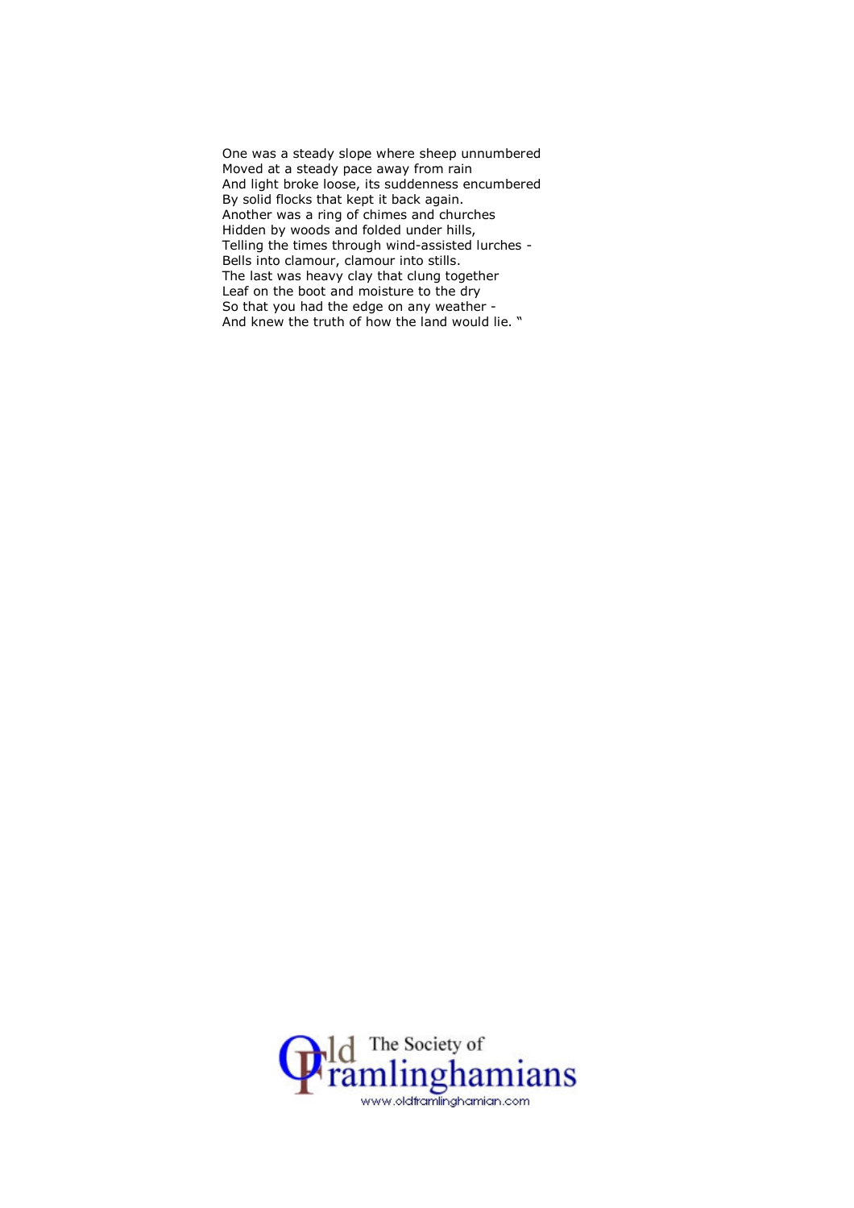One was a steady slope where sheep unnumbered
Moved at a steady pace away from rain
And light broke loose, its suddenness encumbered
By solid flocks that kept it back again.
Another was a ring of chimes and churches
Hidden by woods and folded under hills,
Telling the times through wind-assisted lurches -
Bells into clamour, clamour into stills.
The last was heavy clay that clung together
Leaf on the boot and moisture to the dry
So that you had the edge on any weather -
And knew the truth of how the land would lie. "